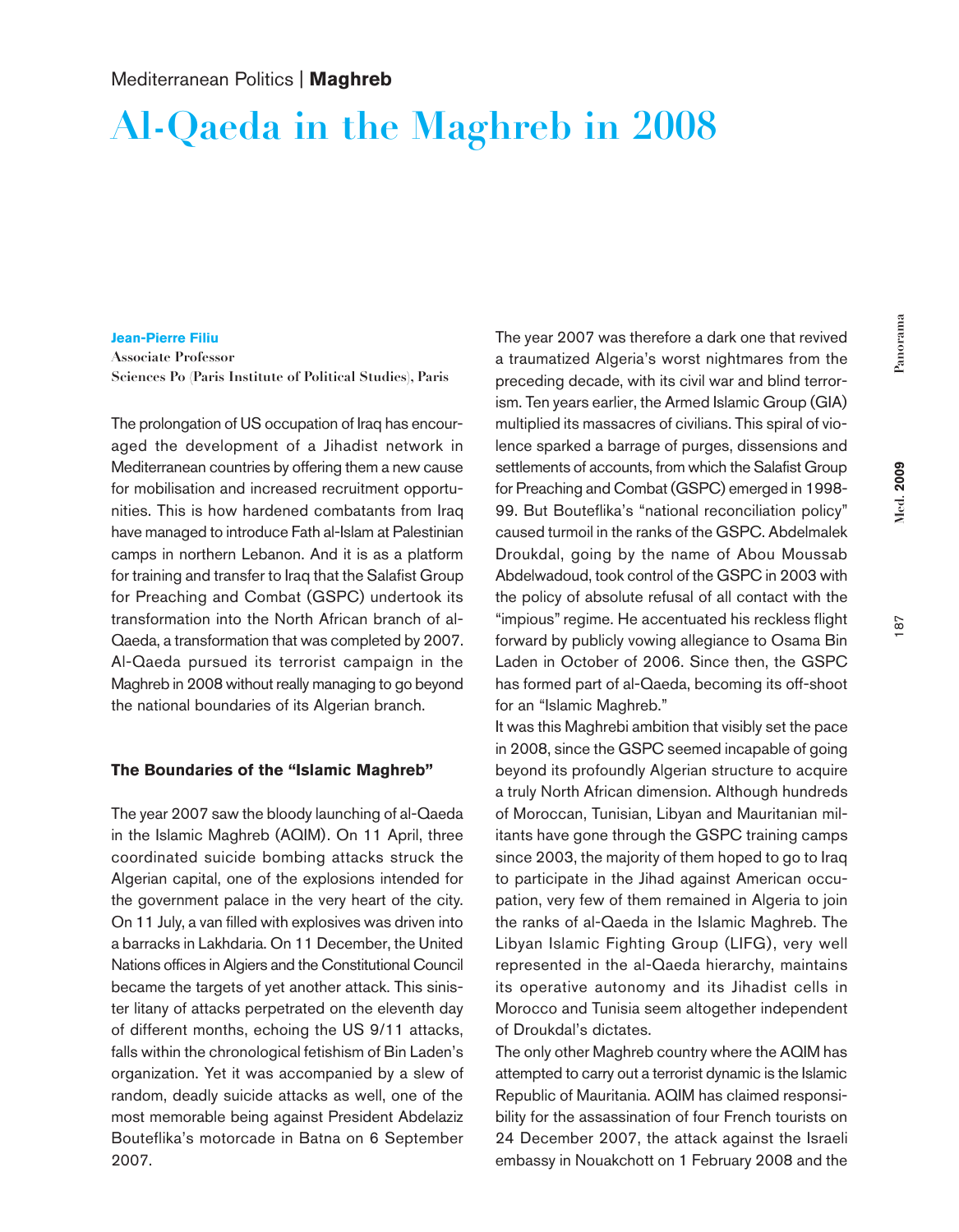Mediterranean Politics | **Maghreb**

# Al-Qaeda in the Maghreb in 2008

**Jean-Pierre Filiu**
Associate Professor
Sciences Po (Paris Institute of Political Studies), Paris

The prolongation of US occupation of Iraq has encouraged the development of a Jihadist network in Mediterranean countries by offering them a new cause for mobilisation and increased recruitment opportunities. This is how hardened combatants from Iraq have managed to introduce Fath al-Islam at Palestinian camps in northern Lebanon. And it is as a platform for training and transfer to Iraq that the Salafist Group for Preaching and Combat (GSPC) undertook its transformation into the North African branch of al-Qaeda, a transformation that was completed by 2007. Al-Qaeda pursued its terrorist campaign in the Maghreb in 2008 without really managing to go beyond the national boundaries of its Algerian branch.

## The Boundaries of the "Islamic Maghreb"

The year 2007 saw the bloody launching of al-Qaeda in the Islamic Maghreb (AQIM). On 11 April, three coordinated suicide bombing attacks struck the Algerian capital, one of the explosions intended for the government palace in the very heart of the city. On 11 July, a van filled with explosives was driven into a barracks in Lakhdaria. On 11 December, the United Nations offices in Algiers and the Constitutional Council became the targets of yet another attack. This sinister litany of attacks perpetrated on the eleventh day of different months, echoing the US 9/11 attacks, falls within the chronological fetishism of Bin Laden's organization. Yet it was accompanied by a slew of random, deadly suicide attacks as well, one of the most memorable being against President Abdelaziz Bouteflika's motorcade in Batna on 6 September 2007.

The year 2007 was therefore a dark one that revived a traumatized Algeria's worst nightmares from the preceding decade, with its civil war and blind terrorism. Ten years earlier, the Armed Islamic Group (GIA) multiplied its massacres of civilians. This spiral of violence sparked a barrage of purges, dissensions and settlements of accounts, from which the Salafist Group for Preaching and Combat (GSPC) emerged in 1998-99. But Bouteflika's "national reconciliation policy" caused turmoil in the ranks of the GSPC. Abdelmalek Droukdal, going by the name of Abou Moussab Abdelwadoud, took control of the GSPC in 2003 with the policy of absolute refusal of all contact with the "impious" regime. He accentuated his reckless flight forward by publicly vowing allegiance to Osama Bin Laden in October of 2006. Since then, the GSPC has formed part of al-Qaeda, becoming its off-shoot for an "Islamic Maghreb."

It was this Maghrebi ambition that visibly set the pace in 2008, since the GSPC seemed incapable of going beyond its profoundly Algerian structure to acquire a truly North African dimension. Although hundreds of Moroccan, Tunisian, Libyan and Mauritanian militants have gone through the GSPC training camps since 2003, the majority of them hoped to go to Iraq to participate in the Jihad against American occupation, very few of them remained in Algeria to join the ranks of al-Qaeda in the Islamic Maghreb. The Libyan Islamic Fighting Group (LIFG), very well represented in the al-Qaeda hierarchy, maintains its operative autonomy and its Jihadist cells in Morocco and Tunisia seem altogether independent of Droukdal's dictates.

The only other Maghreb country where the AQIM has attempted to carry out a terrorist dynamic is the Islamic Republic of Mauritania. AQIM has claimed responsibility for the assassination of four French tourists on 24 December 2007, the attack against the Israeli embassy in Nouakchott on 1 February 2008 and the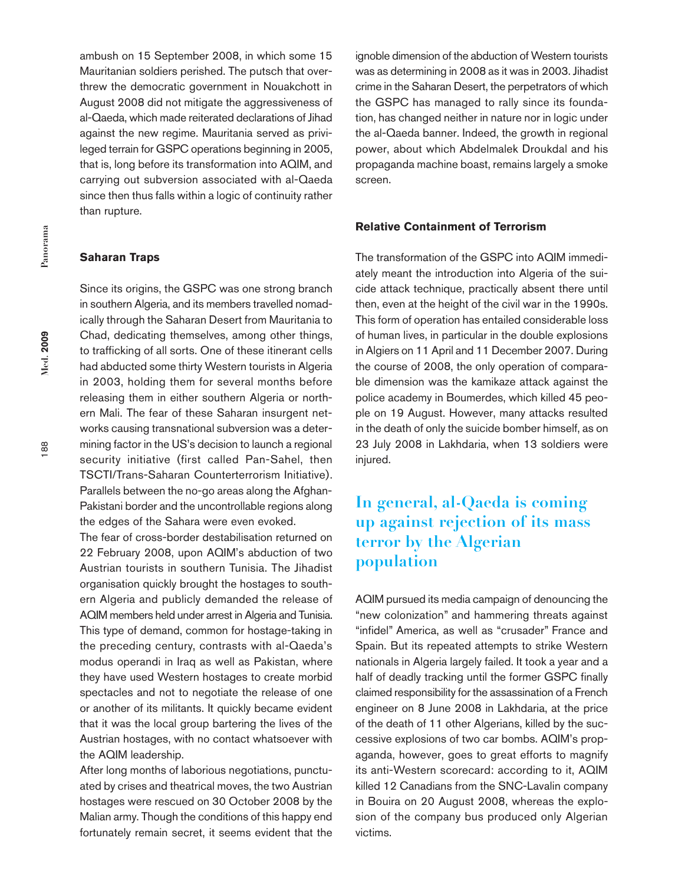ambush on 15 September 2008, in which some 15 Mauritanian soldiers perished. The putsch that overthrew the democratic government in Nouakchott in August 2008 did not mitigate the aggressiveness of al-Qaeda, which made reiterated declarations of Jihad against the new regime. Mauritania served as privileged terrain for GSPC operations beginning in 2005, that is, long before its transformation into AQIM, and carrying out subversion associated with al-Qaeda since then thus falls within a logic of continuity rather than rupture.

### Saharan Traps

Since its origins, the GSPC was one strong branch in southern Algeria, and its members travelled nomadically through the Saharan Desert from Mauritania to Chad, dedicating themselves, among other things, to trafficking of all sorts. One of these itinerant cells had abducted some thirty Western tourists in Algeria in 2003, holding them for several months before releasing them in either southern Algeria or northern Mali. The fear of these Saharan insurgent networks causing transnational subversion was a determining factor in the US's decision to launch a regional security initiative (first called Pan-Sahel, then TSCTI/Trans-Saharan Counterterrorism Initiative). Parallels between the no-go areas along the Afghan-Pakistani border and the uncontrollable regions along the edges of the Sahara were even evoked.

The fear of cross-border destabilisation returned on 22 February 2008, upon AQIM's abduction of two Austrian tourists in southern Tunisia. The Jihadist organisation quickly brought the hostages to southern Algeria and publicly demanded the release of AQIM members held under arrest in Algeria and Tunisia. This type of demand, common for hostage-taking in the preceding century, contrasts with al-Qaeda's modus operandi in Iraq as well as Pakistan, where they have used Western hostages to create morbid spectacles and not to negotiate the release of one or another of its militants. It quickly became evident that it was the local group bartering the lives of the Austrian hostages, with no contact whatsoever with the AQIM leadership.

After long months of laborious negotiations, punctuated by crises and theatrical moves, the two Austrian hostages were rescued on 30 October 2008 by the Malian army. Though the conditions of this happy end fortunately remain secret, it seems evident that the ignoble dimension of the abduction of Western tourists was as determining in 2008 as it was in 2003. Jihadist crime in the Saharan Desert, the perpetrators of which the GSPC has managed to rally since its foundation, has changed neither in nature nor in logic under the al-Qaeda banner. Indeed, the growth in regional power, about which Abdelmalek Droukdal and his propaganda machine boast, remains largely a smoke screen.

### Relative Containment of Terrorism

The transformation of the GSPC into AQIM immediately meant the introduction into Algeria of the suicide attack technique, practically absent there until then, even at the height of the civil war in the 1990s. This form of operation has entailed considerable loss of human lives, in particular in the double explosions in Algiers on 11 April and 11 December 2007. During the course of 2008, the only operation of comparable dimension was the kamikaze attack against the police academy in Boumerdes, which killed 45 people on 19 August. However, many attacks resulted in the death of only the suicide bomber himself, as on 23 July 2008 in Lakhdaria, when 13 soldiers were injured.

**In general, al-Qaeda is coming up against rejection of its mass terror by the Algerian population**

AQIM pursued its media campaign of denouncing the "new colonization" and hammering threats against "infidel" America, as well as "crusader" France and Spain. But its repeated attempts to strike Western nationals in Algeria largely failed. It took a year and a half of deadly tracking until the former GSPC finally claimed responsibility for the assassination of a French engineer on 8 June 2008 in Lakhdaria, at the price of the death of 11 other Algerians, killed by the successive explosions of two car bombs. AQIM's propaganda, however, goes to great efforts to magnify its anti-Western scorecard: according to it, AQIM killed 12 Canadians from the SNC-Lavalin company in Bouira on 20 August 2008, whereas the explosion of the company bus produced only Algerian victims.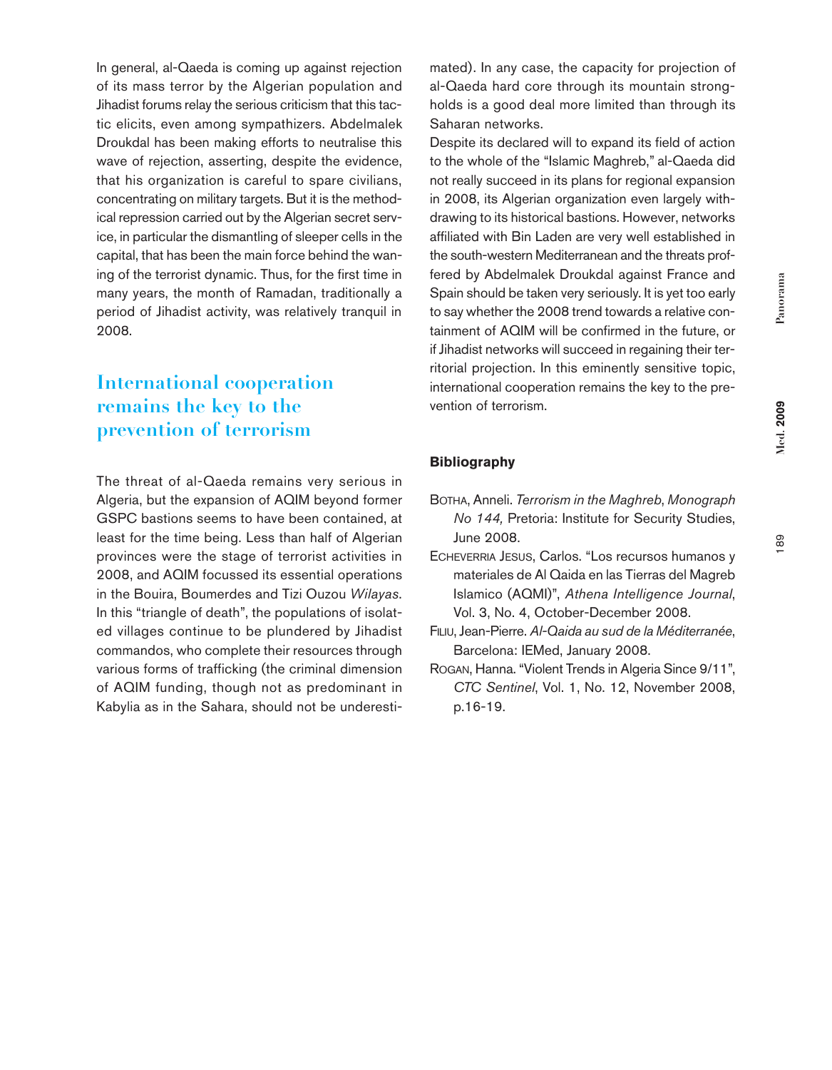In general, al-Qaeda is coming up against rejection of its mass terror by the Algerian population and Jihadist forums relay the serious criticism that this tactic elicits, even among sympathizers. Abdelmalek Droukdal has been making efforts to neutralise this wave of rejection, asserting, despite the evidence, that his organization is careful to spare civilians, concentrating on military targets. But it is the methodical repression carried out by the Algerian secret service, in particular the dismantling of sleeper cells in the capital, that has been the main force behind the waning of the terrorist dynamic. Thus, for the first time in many years, the month of Ramadan, traditionally a period of Jihadist activity, was relatively tranquil in 2008.

## International cooperation remains the key to the prevention of terrorism

The threat of al-Qaeda remains very serious in Algeria, but the expansion of AQIM beyond former GSPC bastions seems to have been contained, at least for the time being. Less than half of Algerian provinces were the stage of terrorist activities in 2008, and AQIM focussed its essential operations in the Bouira, Boumerdes and Tizi Ouzou *Wilayas*. In this "triangle of death", the populations of isolated villages continue to be plundered by Jihadist commandos, who complete their resources through various forms of trafficking (the criminal dimension of AQIM funding, though not as predominant in Kabylia as in the Sahara, should not be underestimated). In any case, the capacity for projection of al-Qaeda hard core through its mountain strongholds is a good deal more limited than through its Saharan networks.

Despite its declared will to expand its field of action to the whole of the "Islamic Maghreb," al-Qaeda did not really succeed in its plans for regional expansion in 2008, its Algerian organization even largely withdrawing to its historical bastions. However, networks affiliated with Bin Laden are very well established in the south-western Mediterranean and the threats proffered by Abdelmalek Droukdal against France and Spain should be taken very seriously. It is yet too early to say whether the 2008 trend towards a relative containment of AQIM will be confirmed in the future, or if Jihadist networks will succeed in regaining their territorial projection. In this eminently sensitive topic, international cooperation remains the key to the prevention of terrorism.

### Bibliography

- BOTHA, Anneli. *Terrorism in the Maghreb*, *Monograph No 144,* Pretoria: Institute for Security Studies, June 2008.
- ECHEVERRIA JESUS, Carlos. "Los recursos humanos y materiales de Al Qaida en las Tierras del Magreb Islamico (AQMI)", *Athena Intelligence Journal*, Vol. 3, No. 4, October-December 2008.
- FILIU, Jean-Pierre. *Al-Qaida au sud de la Méditerranée*, Barcelona: IEMed, January 2008.
- ROGAN, Hanna. "Violent Trends in Algeria Since 9/11", *CTC Sentinel*, Vol. 1, No. 12, November 2008, p.16-19.